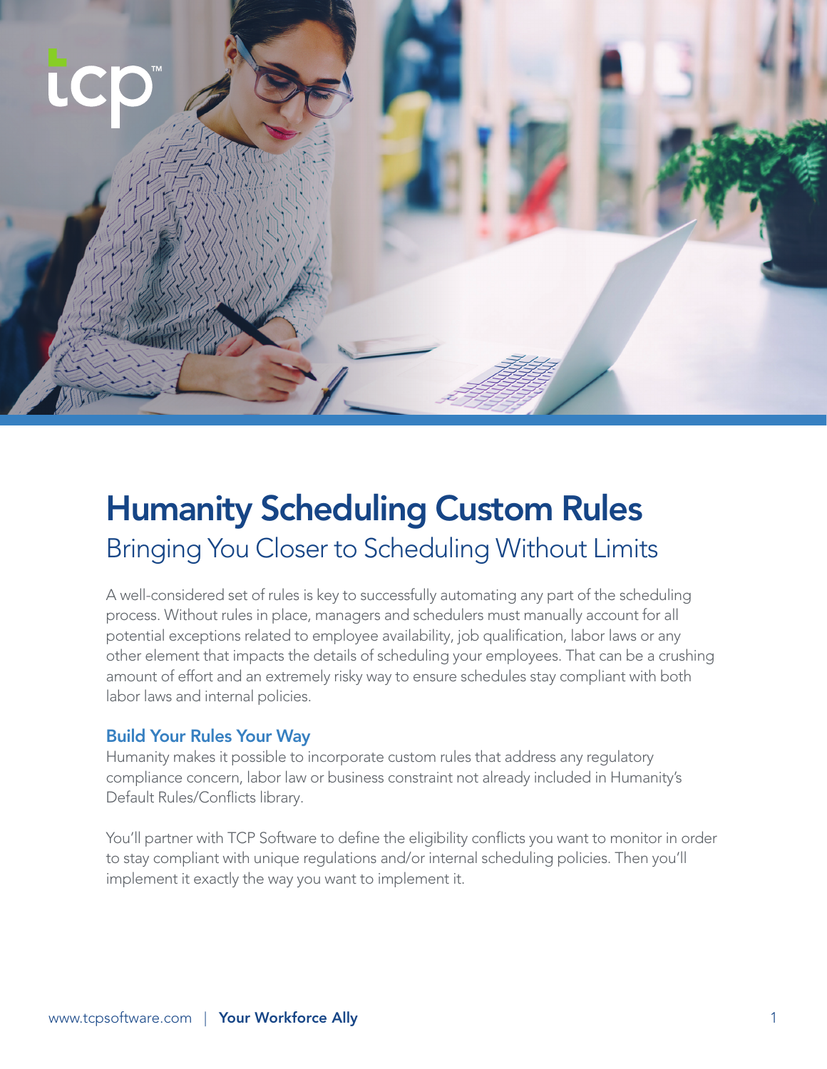# Humanity Scheduling Custom Rules

## Bringing You Closer to Scheduling Without Limits

A well-considered set of rules is key to successfully automating any part of the scheduling process. Without rules in place, managers and schedulers must manually account for all potential exceptions related to employee availability, job qualification, labor laws or any other element that impacts the details of scheduling your employees. That can be a crushing amount of effort and an extremely risky way to ensure schedules stay compliant with both labor laws and internal policies.

### Build Your Rules Your Way

Humanity makes it possible to incorporate custom rules that address any regulatory compliance concern, labor law or business constraint not already included in Humanity's Default Rules/Conflicts library.

You'll partner with TCP Software to define the eligibility conflicts you want to monitor in order to stay compliant with unique regulations and/or internal scheduling policies. Then you'll implement it exactly the way you want to implement it.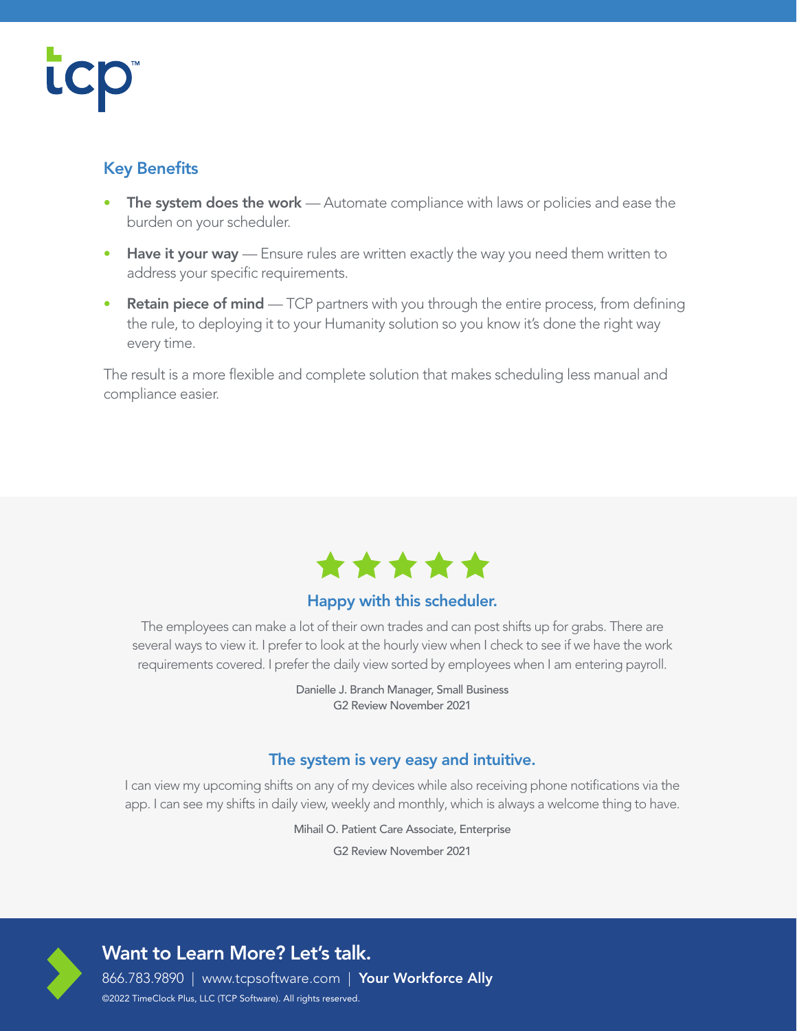## Key Benefits

- **The system does the work** — Automate compliance with laws or policies and ease the burden on your scheduler.
- **Have it your way** — Ensure rules are written exactly the way you need them written to address your specific requirements.
- **Retain piece of mind** — TCP partners with you through the entire process, from defining the rule, to deploying it to your Humanity solution so you know it's done the right way every time.

The result is a more flexible and complete solution that makes scheduling less manual and compliance easier.

### Happy with this scheduler.

The employees can make a lot of their own trades and can post shifts up for grabs. There are several ways to view it. I prefer to look at the hourly view when I check to see if we have the work requirements covered. I prefer the daily view sorted by employees when I am entering payroll.

Danielle J. Branch Manager, Small Business
G2 Review November 2021

### The system is very easy and intuitive.

I can view my upcoming shifts on any of my devices while also receiving phone notifications via the app. I can see my shifts in daily view, weekly and monthly, which is always a welcome thing to have.

Mihail O. Patient Care Associate, Enterprise

G2 Review November 2021

## Want to Learn More? Let's talk.

866.783.9890 | www.tcpsoftware.com | **Your Workforce Ally**

©2022 TimeClock Plus, LLC (TCP Software). All rights reserved.